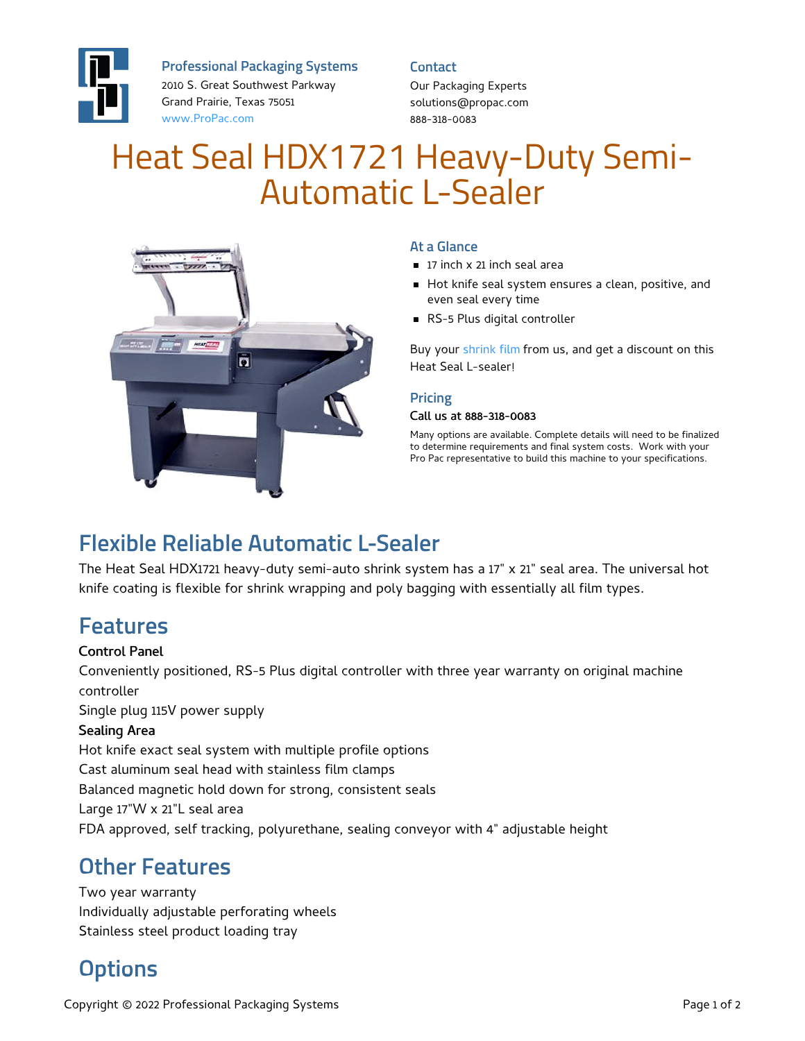**Professional Packaging Systems**
2010 S. Great Southwest Parkway
Grand Prairie, Texas 75051
www.ProPac.com

**Contact**
Our Packaging Experts
solutions@propac.com
888-318-0083

# Heat Seal HDX1721 Heavy-Duty Semi-Automatic L-Sealer

### At a Glance

- 17 inch x 21 inch seal area
- Hot knife seal system ensures a clean, positive, and even seal every time
- RS-5 Plus digital controller

Buy your shrink film from us, and get a discount on this Heat Seal L-sealer!

### Pricing

**Call us at 888-318-0083**

Many options are available. Complete details will need to be finalized to determine requirements and final system costs. Work with your Pro Pac representative to build this machine to your specifications.

## Flexible Reliable Automatic L-Sealer

The Heat Seal HDX1721 heavy-duty semi-auto shrink system has a 17" x 21" seal area. The universal hot knife coating is flexible for shrink wrapping and poly bagging with essentially all film types.

## Features

**Control Panel**

Conveniently positioned, RS-5 Plus digital controller with three year warranty on original machine controller
Single plug 115V power supply

**Sealing Area**

Hot knife exact seal system with multiple profile options
Cast aluminum seal head with stainless film clamps
Balanced magnetic hold down for strong, consistent seals
Large 17"W x 21"L seal area
FDA approved, self tracking, polyurethane, sealing conveyor with 4" adjustable height

## Other Features

Two year warranty
Individually adjustable perforating wheels
Stainless steel product loading tray

## Options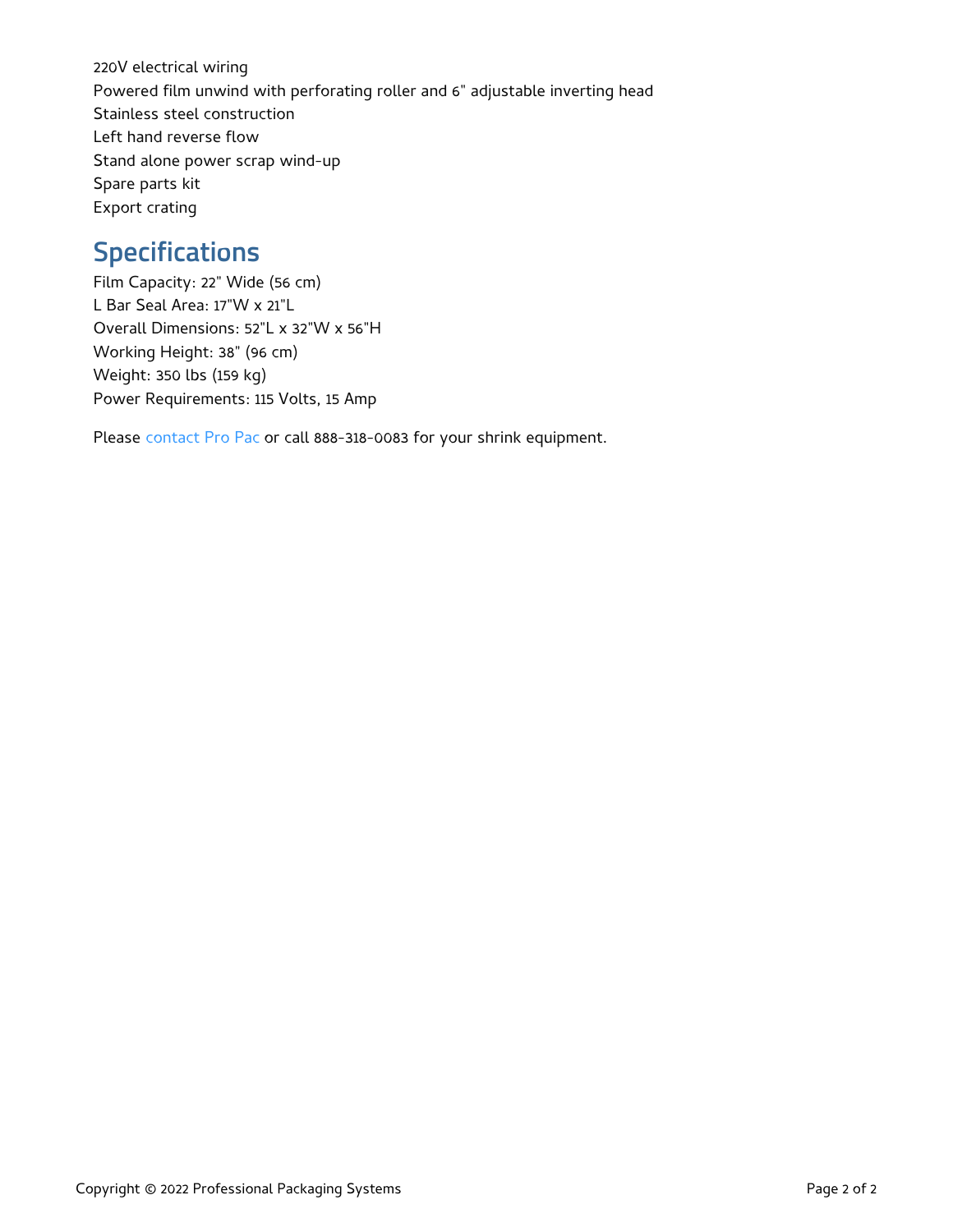220V electrical wiring
Powered film unwind with perforating roller and 6" adjustable inverting head
Stainless steel construction
Left hand reverse flow
Stand alone power scrap wind-up
Spare parts kit
Export crating

## Specifications

Film Capacity: 22" Wide (56 cm)
L Bar Seal Area: 17"W x 21"L
Overall Dimensions: 52"L x 32"W x 56"H
Working Height: 38" (96 cm)
Weight: 350 lbs (159 kg)
Power Requirements: 115 Volts, 15 Amp

Please contact Pro Pac or call 888-318-0083 for your shrink equipment.

Copyright © 2022 Professional Packaging Systems